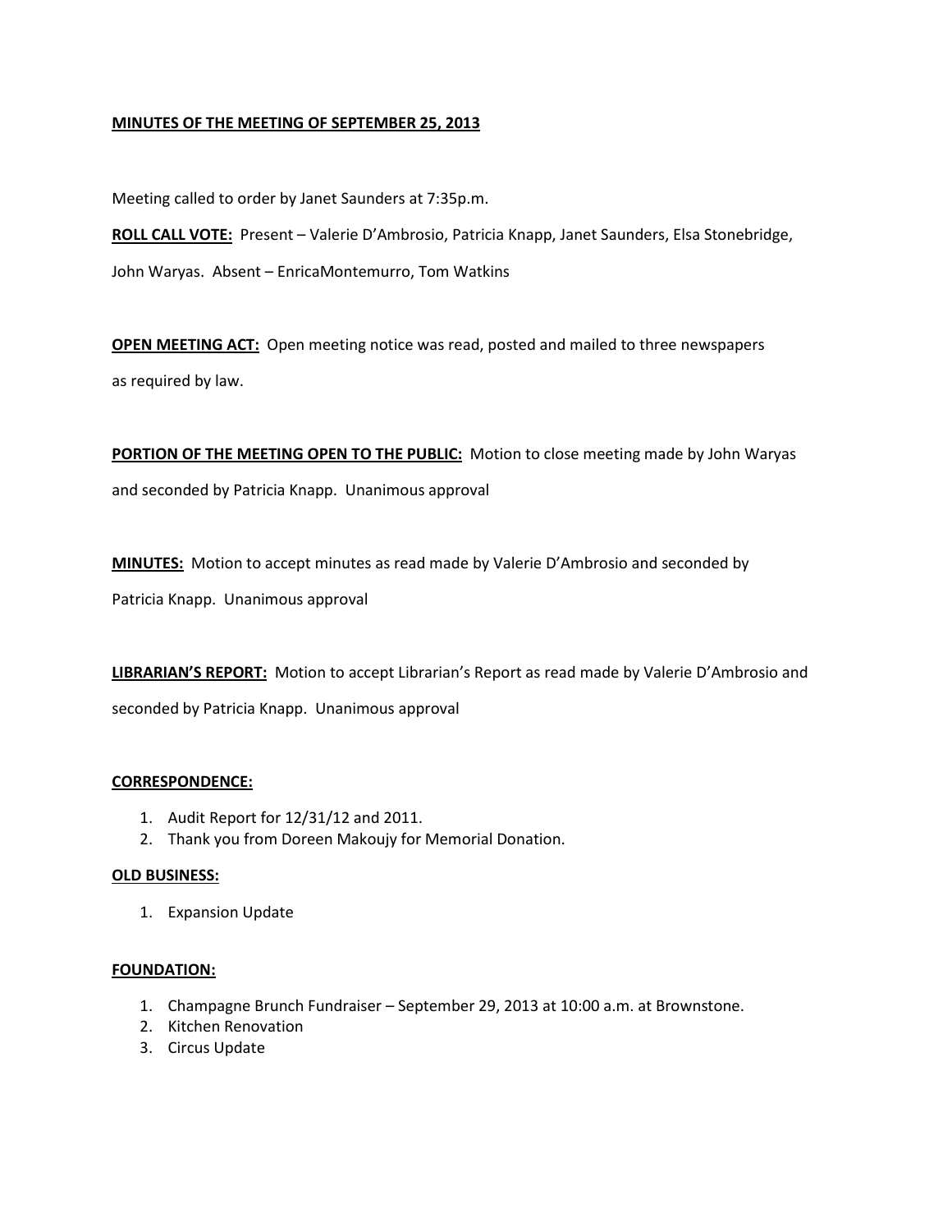**MINUTES OF THE MEETING OF SEPTEMBER 25, 2013**

Meeting called to order by Janet Saunders at 7:35p.m.

**ROLL CALL VOTE:** Present – Valerie D'Ambrosio, Patricia Knapp, Janet Saunders, Elsa Stonebridge, John Waryas. Absent – EnricaMontemurro, Tom Watkins

**OPEN MEETING ACT:** Open meeting notice was read, posted and mailed to three newspapers as required by law.

**PORTION OF THE MEETING OPEN TO THE PUBLIC:** Motion to close meeting made by John Waryas and seconded by Patricia Knapp. Unanimous approval

**MINUTES:** Motion to accept minutes as read made by Valerie D'Ambrosio and seconded by Patricia Knapp. Unanimous approval

**LIBRARIAN'S REPORT:** Motion to accept Librarian's Report as read made by Valerie D'Ambrosio and seconded by Patricia Knapp. Unanimous approval

**CORRESPONDENCE:**

1. Audit Report for 12/31/12 and 2011.
2. Thank you from Doreen Makoujy for Memorial Donation.

**OLD BUSINESS:**

1. Expansion Update

**FOUNDATION:**

1. Champagne Brunch Fundraiser – September 29, 2013 at 10:00 a.m. at Brownstone.
2. Kitchen Renovation
3. Circus Update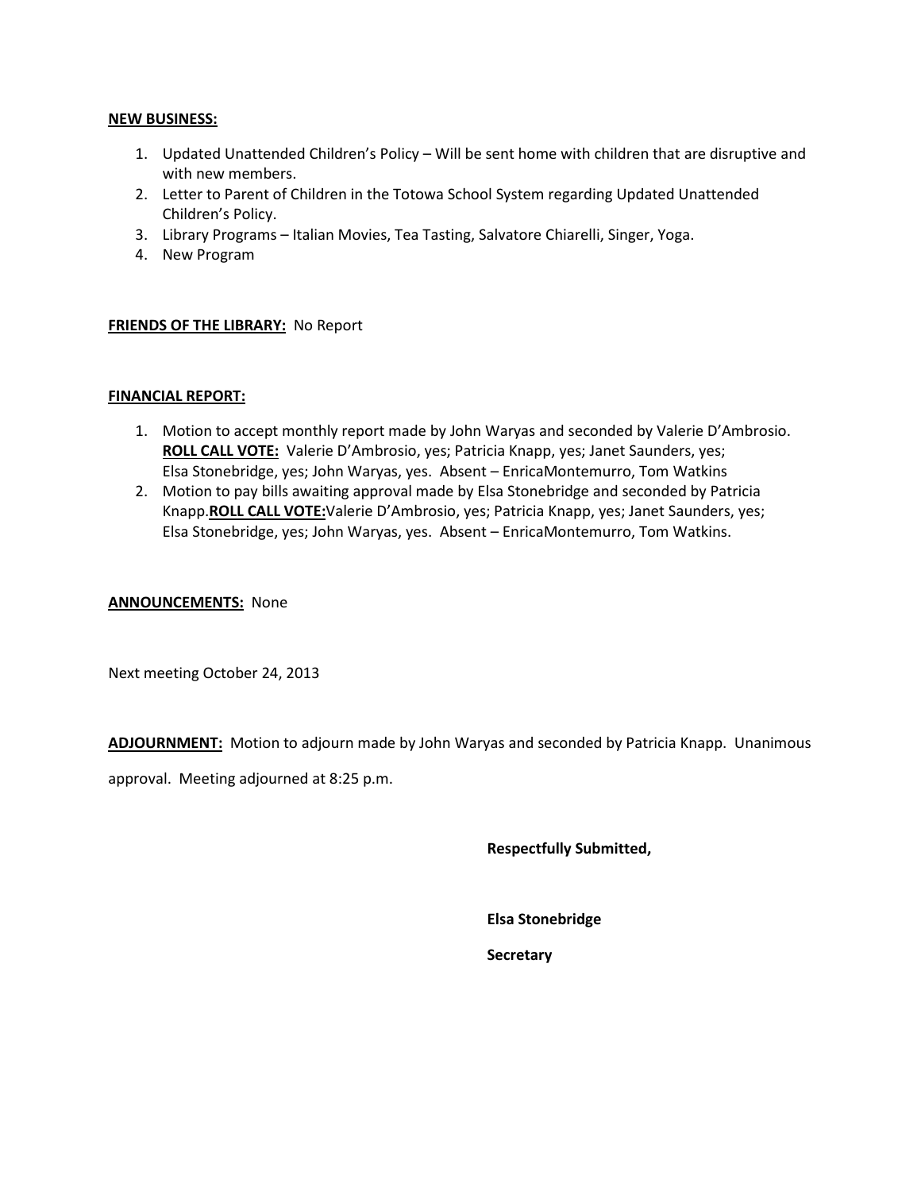**NEW BUSINESS:**

1. Updated Unattended Children's Policy – Will be sent home with children that are disruptive and with new members.
2. Letter to Parent of Children in the Totowa School System regarding Updated Unattended Children's Policy.
3. Library Programs – Italian Movies, Tea Tasting, Salvatore Chiarelli, Singer, Yoga.
4. New Program

**FRIENDS OF THE LIBRARY:** No Report

**FINANCIAL REPORT:**

1. Motion to accept monthly report made by John Waryas and seconded by Valerie D'Ambrosio. **ROLL CALL VOTE:** Valerie D'Ambrosio, yes; Patricia Knapp, yes; Janet Saunders, yes; Elsa Stonebridge, yes; John Waryas, yes. Absent – EnricaMontemurro, Tom Watkins
2. Motion to pay bills awaiting approval made by Elsa Stonebridge and seconded by Patricia Knapp.**ROLL CALL VOTE:**Valerie D'Ambrosio, yes; Patricia Knapp, yes; Janet Saunders, yes; Elsa Stonebridge, yes; John Waryas, yes. Absent – EnricaMontemurro, Tom Watkins.

**ANNOUNCEMENTS:** None

Next meeting October 24, 2013

**ADJOURNMENT:** Motion to adjourn made by John Waryas and seconded by Patricia Knapp. Unanimous approval. Meeting adjourned at 8:25 p.m.

**Respectfully Submitted,**

**Elsa Stonebridge**

**Secretary**